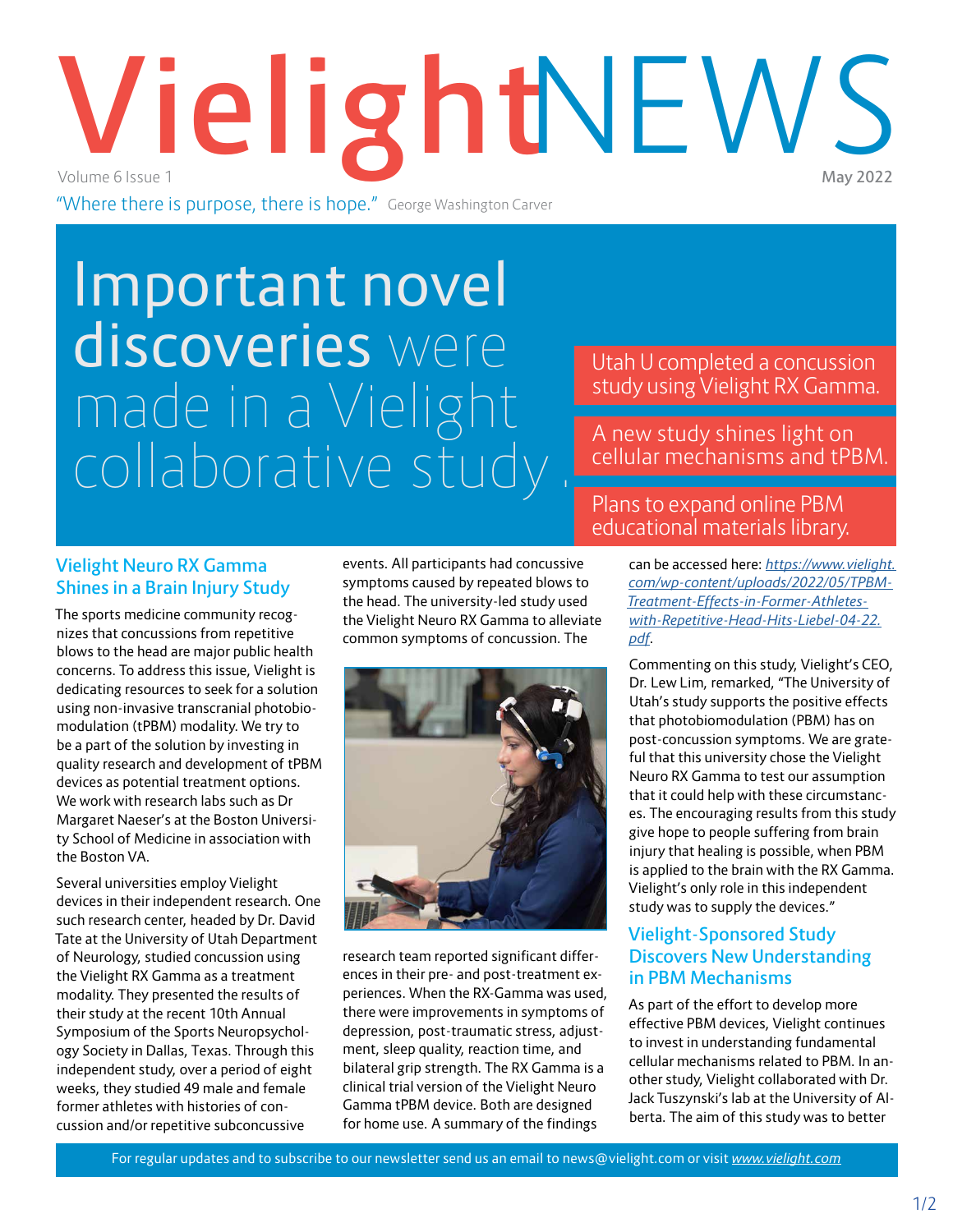# Vielight NEWS

Volume 6 Issue 1 May 2022

"Where there is purpose, there is hope." George Washington Carver

# Important novel discoveries were made in a Vielight collaborative study.

Utah U completed a concussion study using Vielight RX Gamma.

A new study shines light on cellular mechanisms and tPBM.

Plans to expand online PBM educational materials library.

## Vielight Neuro RX Gamma Shines in a Brain Injury Study

The sports medicine community recognizes that concussions from repetitive blows to the head are major public health concerns. To address this issue, Vielight is dedicating resources to seek for a solution using non-invasive transcranial photobiomodulation (tPBM) modality. We try to be a part of the solution by investing in quality research and development of tPBM devices as potential treatment options. We work with research labs such as Dr Margaret Naeser's at the Boston University School of Medicine in association with the Boston VA.

Several universities employ Vielight devices in their independent research. One such research center, headed by Dr. David Tate at the University of Utah Department of Neurology, studied concussion using the Vielight RX Gamma as a treatment modality. They presented the results of their study at the recent 10th Annual Symposium of the Sports Neuropsychology Society in Dallas, Texas. Through this independent study, over a period of eight weeks, they studied 49 male and female former athletes with histories of concussion and/or repetitive subconcussive events. All participants had concussive symptoms caused by repeated blows to the head. The university-led study used the Vielight Neuro RX Gamma to alleviate common symptoms of concussion. The research team reported significant differences in their pre- and post-treatment experiences. When the RX-Gamma was used, there were improvements in symptoms of depression, post-traumatic stress, adjustment, sleep quality, reaction time, and bilateral grip strength. The RX Gamma is a clinical trial version of the Vielight Neuro Gamma tPBM device. Both are designed for home use. A summary of the findings can be accessed here: *https://www.vielight.com/wp-content/uploads/2022/05/TPBM-Treatment-Effects-in-Former-Athletes-with-Repetitive-Head-Hits-Liebel-04-22.pdf*.

Commenting on this study, Vielight's CEO, Dr. Lew Lim, remarked, "The University of Utah's study supports the positive effects that photobiomodulation (PBM) has on post-concussion symptoms. We are grateful that this university chose the Vielight Neuro RX Gamma to test our assumption that it could help with these circumstances. The encouraging results from this study give hope to people suffering from brain injury that healing is possible, when PBM is applied to the brain with the RX Gamma. Vielight's only role in this independent study was to supply the devices."

## Vielight-Sponsored Study Discovers New Understanding in PBM Mechanisms

As part of the effort to develop more effective PBM devices, Vielight continues to invest in understanding fundamental cellular mechanisms related to PBM. In another study, Vielight collaborated with Dr. Jack Tuszynski's lab at the University of Alberta. The aim of this study was to better

For regular updates and to subscribe to our newsletter send us an email to news@vielight.com or visit *www.vielight.com*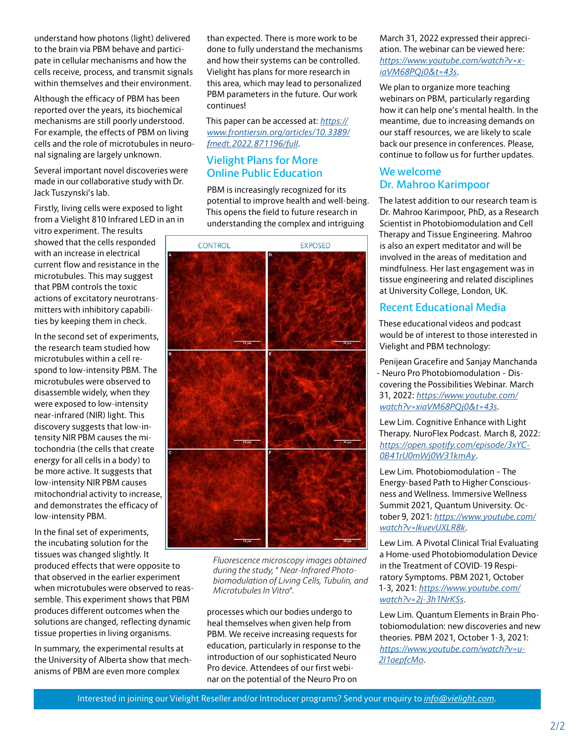understand how photons (light) delivered to the brain via PBM behave and participate in cellular mechanisms and how the cells receive, process, and transmit signals within themselves and their environment.

Although the efficacy of PBM has been reported over the years, its biochemical mechanisms are still poorly understood. For example, the effects of PBM on living cells and the role of microtubules in neuronal signaling are largely unknown.

Several important novel discoveries were made in our collaborative study with Dr. Jack Tuszynski's lab.

Firstly, living cells were exposed to light from a Vielight 810 Infrared LED in an in vitro experiment. The results showed that the cells responded with an increase in electrical current flow and resistance in the microtubules. This may suggest that PBM controls the toxic actions of excitatory neurotransmitters with inhibitory capabilities by keeping them in check.

In the second set of experiments, the research team studied how microtubules within a cell respond to low-intensity PBM. The microtubules were observed to disassemble widely, when they were exposed to low-intensity near-infrared (NIR) light. This discovery suggests that low-intensity NIR PBM causes the mitochondria (the cells that create energy for all cells in a body) to be more active. It suggests that low-intensity NIR PBM causes mitochondrial activity to increase, and demonstrates the efficacy of low-intensity PBM.

In the final set of experiments, the incubating solution for the tissues was changed slightly. It produced effects that were opposite to that observed in the earlier experiment when microtubules were observed to reassemble. This experiment shows that PBM produces different outcomes when the solutions are changed, reflecting dynamic tissue properties in living organisms.

In summary, the experimental results at the University of Alberta show that mechanisms of PBM are even more complex than expected. There is more work to be done to fully understand the mechanisms and how their systems can be controlled. Vielight has plans for more research in this area, which may lead to personalized PBM parameters in the future. Our work continues!

This paper can be accessed at: https://www.frontiersin.org/articles/10.3389/fmedt.2022.871196/full.

CONTROL

EXPOSED

A

D

B

E

C

F

*Fluorescence microscopy images obtained during the study, " Near-Infrared Photobiomodulation of Living Cells, Tubulin, and Microtubules In Vitro".*

## Vielight Plans for More Online Public Education

PBM is increasingly recognized for its potential to improve health and well-being. This opens the field to future research in understanding the complex and intriguing processes which our bodies undergo to heal themselves when given help from PBM. We receive increasing requests for education, particularly in response to the introduction of our sophisticated Neuro Pro device. Attendees of our first webinar on the potential of the Neuro Pro on March 31, 2022 expressed their appreciation. The webinar can be viewed here: https://www.youtube.com/watch?v=xiaVM68PQj0&t=43s.

We plan to organize more teaching webinars on PBM, particularly regarding how it can help one's mental health. In the meantime, due to increasing demands on our staff resources, we are likely to scale back our presence in conferences. Please, continue to follow us for further updates.

## We welcome Dr. Mahroo Karimpoor

The latest addition to our research team is Dr. Mahroo Karimpoor, PhD, as a Research Scientist in Photobiomodulation and Cell Therapy and Tissue Engineering. Mahroo is also an expert meditator and will be involved in the areas of meditation and mindfulness. Her last engagement was in tissue engineering and related disciplines at University College, London, UK.

## Recent Educational Media

These educational videos and podcast would be of interest to those interested in Vielight and PBM technology:

Penijean Gracefire and Sanjay Manchanda - Neuro Pro Photobiomodulation - Discovering the Possibilities Webinar. March 31, 2022: https://www.youtube.com/watch?v=xiaVM68PQj0&t=43s.

Lew Lim. Cognitive Enhance with Light Therapy. NuroFlex Podcast. March 8, 2022: https://open.spotify.com/episode/3xYC0B41rU0mWj0W31kmAy.

Lew Lim. Photobiomodulation - The Energy-based Path to Higher Consciousness and Wellness. Immersive Wellness Summit 2021, Quantum University. October 9, 2021: https://www.youtube.com/watch?v=IkuevUXLR8k.

Lew Lim. A Pivotal Clinical Trial Evaluating a Home-used Photobiomodulation Device in the Treatment of COVID-19 Respiratory Symptoms. PBM 2021, October 1-3, 2021: https://www.youtube.com/watch?v=2j-3h1NrKSs.

Lew Lim. Quantum Elements in Brain Photobiomodulation: new discoveries and new theories. PBM 2021, October 1-3, 2021: https://www.youtube.com/watch?v=u-2l1aepfcMo.

Interested in joining our Vielight Reseller and/or Introducer programs? Send your enquiry to info@vielight.com.